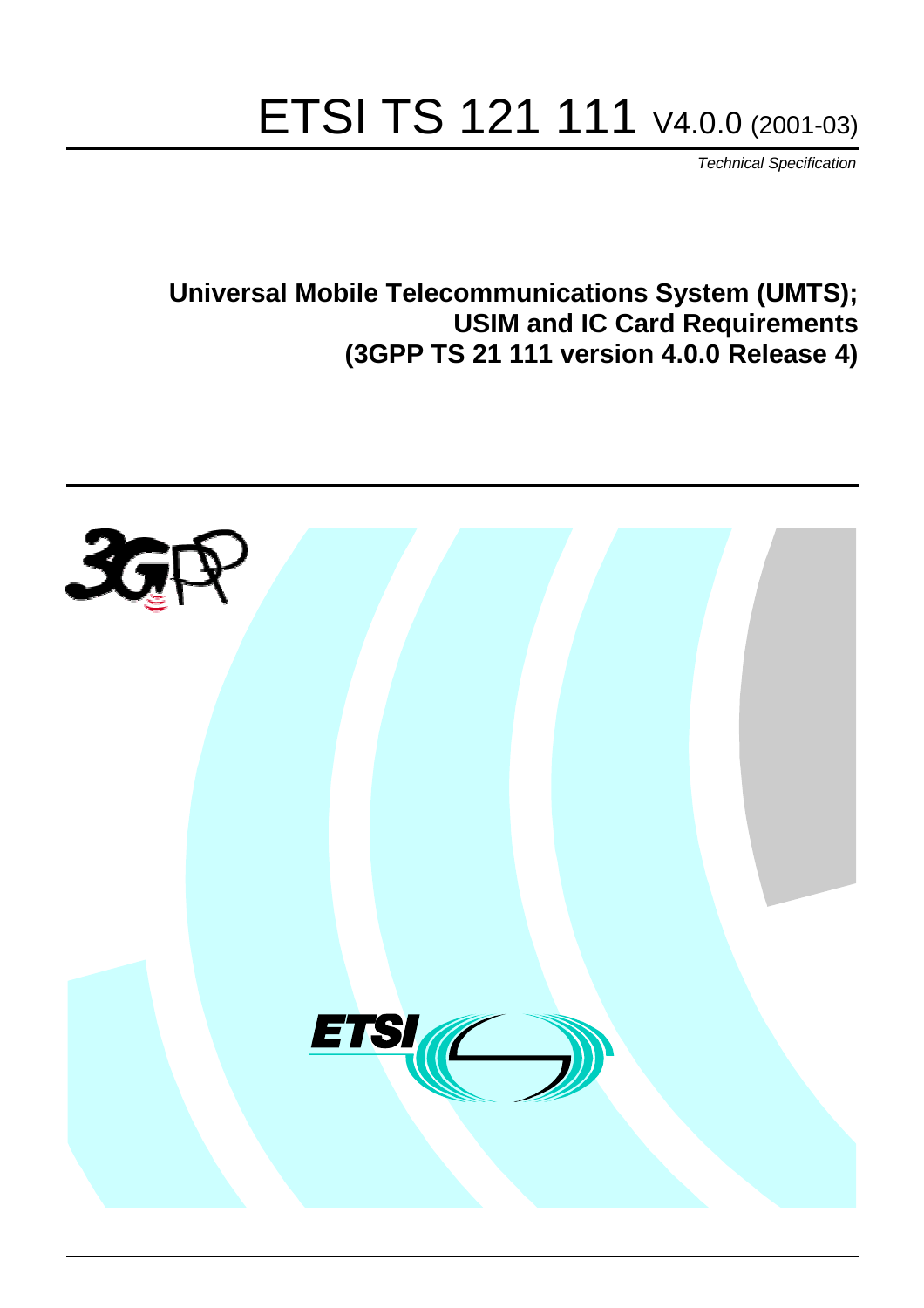# ETSI TS 121 111 V4.0.0 (2001-03)

*Technical Specification*

**Universal Mobile Telecommunications System (UMTS);**
**USIM and IC Card Requirements**
**(3GPP TS 21 111 version 4.0.0 Release 4)**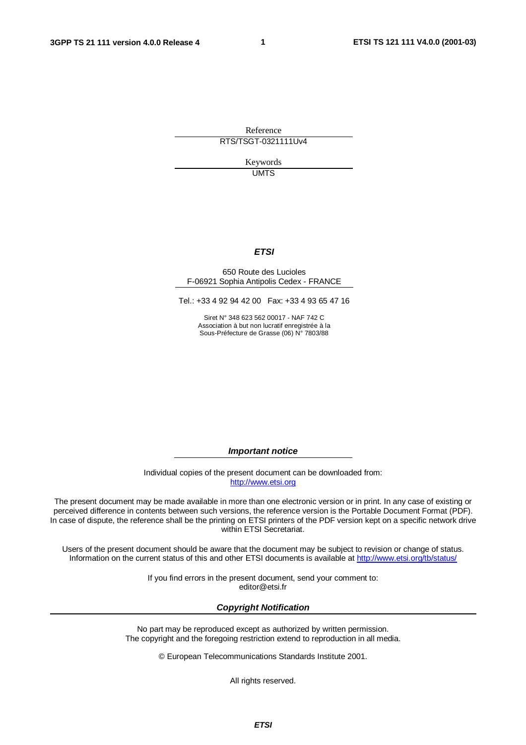Reference

RTS/TSGT-0321111Uv4

Keywords

UMTS

***ETSI***

650 Route des Lucioles
F-06921 Sophia Antipolis Cedex - FRANCE

Tel.: +33 4 92 94 42 00 Fax: +33 4 93 65 47 16

Siret N° 348 623 562 00017 - NAF 742 C
Association à but non lucratif enregistrée à la
Sous-Préfecture de Grasse (06) N° 7803/88

***Important notice***

Individual copies of the present document can be downloaded from:
http://www.etsi.org

The present document may be made available in more than one electronic version or in print. In any case of existing or perceived difference in contents between such versions, the reference version is the Portable Document Format (PDF). In case of dispute, the reference shall be the printing on ETSI printers of the PDF version kept on a specific network drive within ETSI Secretariat.

Users of the present document should be aware that the document may be subject to revision or change of status. Information on the current status of this and other ETSI documents is available at http://www.etsi.org/tb/status/

If you find errors in the present document, send your comment to:
editor@etsi.fr

***Copyright Notification***

No part may be reproduced except as authorized by written permission.
The copyright and the foregoing restriction extend to reproduction in all media.

© European Telecommunications Standards Institute 2001.

All rights reserved.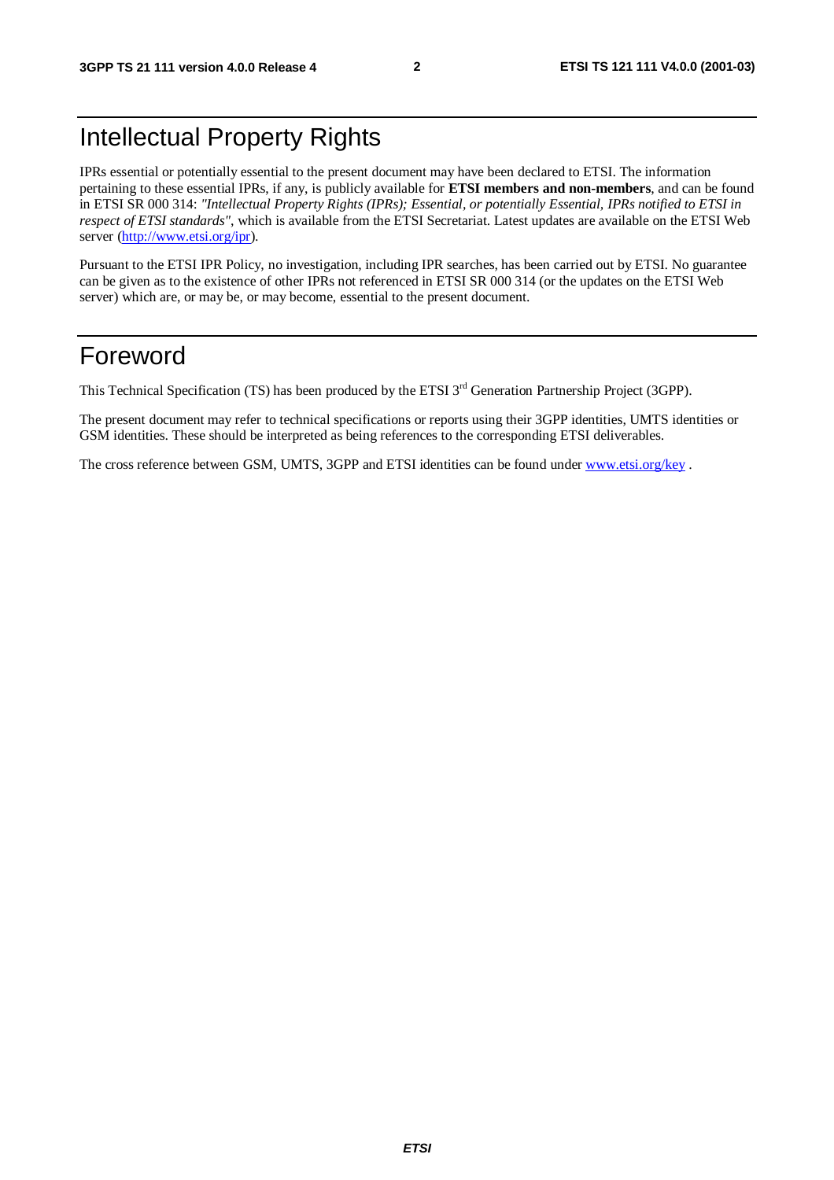# Intellectual Property Rights

IPRs essential or potentially essential to the present document may have been declared to ETSI. The information pertaining to these essential IPRs, if any, is publicly available for **ETSI members and non-members**, and can be found in ETSI SR 000 314: *"Intellectual Property Rights (IPRs); Essential, or potentially Essential, IPRs notified to ETSI in respect of ETSI standards"*, which is available from the ETSI Secretariat. Latest updates are available on the ETSI Web server (http://www.etsi.org/ipr).

Pursuant to the ETSI IPR Policy, no investigation, including IPR searches, has been carried out by ETSI. No guarantee can be given as to the existence of other IPRs not referenced in ETSI SR 000 314 (or the updates on the ETSI Web server) which are, or may be, or may become, essential to the present document.

# Foreword

This Technical Specification (TS) has been produced by the ETSI 3rd Generation Partnership Project (3GPP).

The present document may refer to technical specifications or reports using their 3GPP identities, UMTS identities or GSM identities. These should be interpreted as being references to the corresponding ETSI deliverables.

The cross reference between GSM, UMTS, 3GPP and ETSI identities can be found under www.etsi.org/key .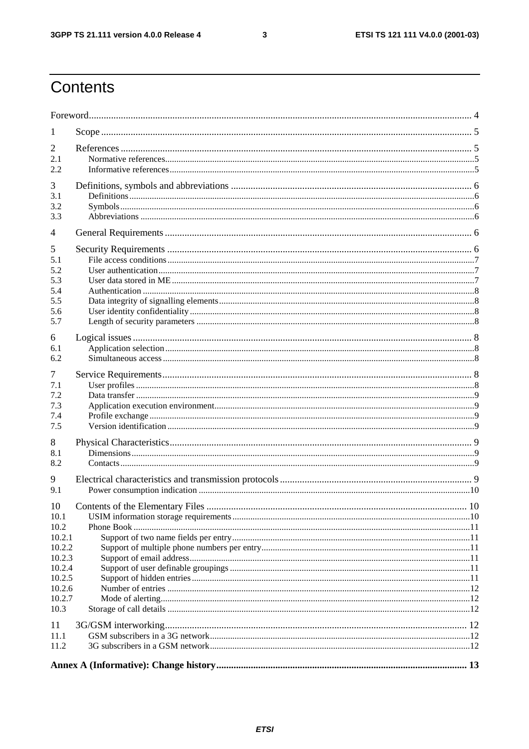# Contents

Foreword 4

1 Scope 5

2 References 5
2.1 Normative references 5
2.2 Informative references 5

3 Definitions, symbols and abbreviations 6
3.1 Definitions 6
3.2 Symbols 6
3.3 Abbreviations 6

4 General Requirements 6

5 Security Requirements 6
5.1 File access conditions 7
5.2 User authentication 7
5.3 User data stored in ME 7
5.4 Authentication 8
5.5 Data integrity of signalling elements 8
5.6 User identity confidentiality 8
5.7 Length of security parameters 8

6 Logical issues 8
6.1 Application selection 8
6.2 Simultaneous access 8

7 Service Requirements 8
7.1 User profiles 8
7.2 Data transfer 9
7.3 Application execution environment 9
7.4 Profile exchange 9
7.5 Version identification 9

8 Physical Characteristics 9
8.1 Dimensions 9
8.2 Contacts 9

9 Electrical characteristics and transmission protocols 9
9.1 Power consumption indication 10

10 Contents of the Elementary Files 10
10.1 USIM information storage requirements 10
10.2 Phone Book 11
10.2.1 Support of two name fields per entry 11
10.2.2 Support of multiple phone numbers per entry 11
10.2.3 Support of email address 11
10.2.4 Support of user definable groupings 11
10.2.5 Support of hidden entries 11
10.2.6 Number of entries 12
10.2.7 Mode of alerting 12
10.3 Storage of call details 12

11 3G/GSM interworking 12
11.1 GSM subscribers in a 3G network 12
11.2 3G subscribers in a GSM network 12

**Annex A (Informative): Change history 13**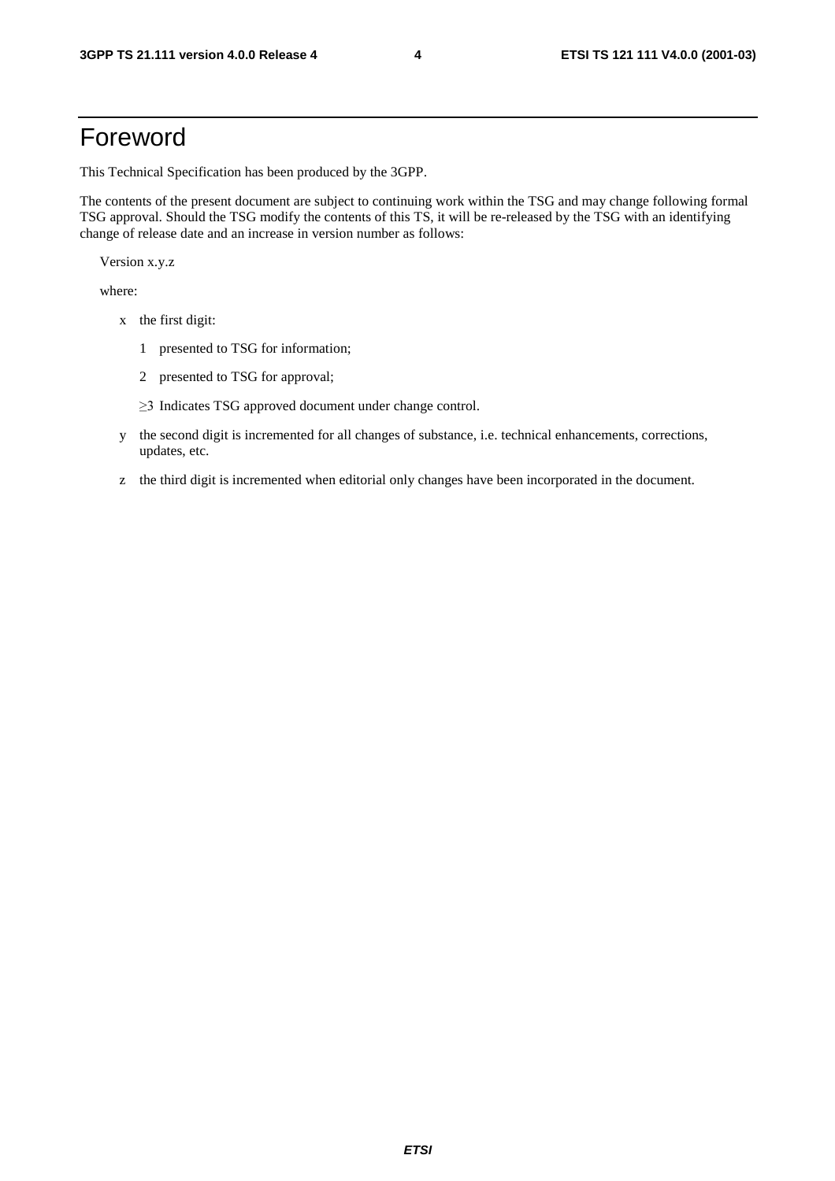# Foreword

This Technical Specification has been produced by the 3GPP.

The contents of the present document are subject to continuing work within the TSG and may change following formal TSG approval. Should the TSG modify the contents of this TS, it will be re-released by the TSG with an identifying change of release date and an increase in version number as follows:

Version x.y.z

where:

- x the first digit:
  - 1 presented to TSG for information;
  - 2 presented to TSG for approval;
  - ≥3 Indicates TSG approved document under change control.
- y the second digit is incremented for all changes of substance, i.e. technical enhancements, corrections, updates, etc.
- z the third digit is incremented when editorial only changes have been incorporated in the document.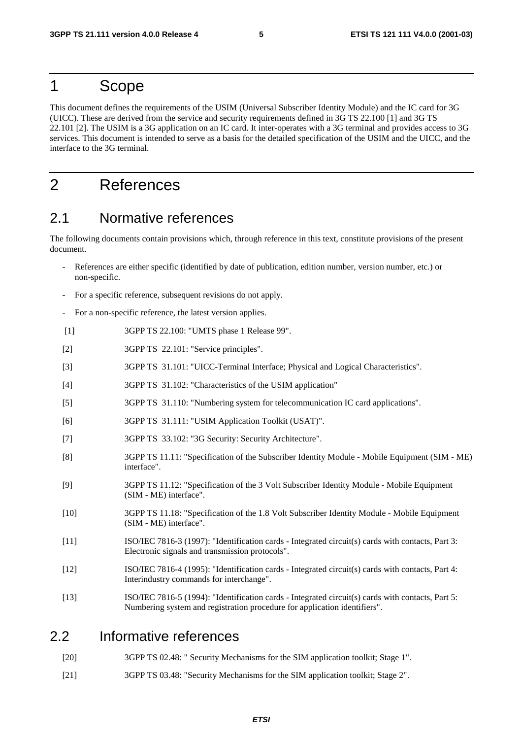# 1 Scope

This document defines the requirements of the USIM (Universal Subscriber Identity Module) and the IC card for 3G (UICC). These are derived from the service and security requirements defined in 3G TS 22.100 [1] and 3G TS 22.101 [2]. The USIM is a 3G application on an IC card. It inter-operates with a 3G terminal and provides access to 3G services. This document is intended to serve as a basis for the detailed specification of the USIM and the UICC, and the interface to the 3G terminal.

# 2 References

## 2.1 Normative references

The following documents contain provisions which, through reference in this text, constitute provisions of the present document.

- References are either specific (identified by date of publication, edition number, version number, etc.) or non-specific.
- For a specific reference, subsequent revisions do not apply.
- For a non-specific reference, the latest version applies.

[1] 3GPP TS 22.100: "UMTS phase 1 Release 99".

[2] 3GPP TS 22.101: "Service principles".

[3] 3GPP TS 31.101: "UICC-Terminal Interface; Physical and Logical Characteristics".

[4] 3GPP TS 31.102: "Characteristics of the USIM application"

[5] 3GPP TS 31.110: "Numbering system for telecommunication IC card applications".

[6] 3GPP TS 31.111: "USIM Application Toolkit (USAT)".

[7] 3GPP TS 33.102: "3G Security: Security Architecture".

[8] 3GPP TS 11.11: "Specification of the Subscriber Identity Module - Mobile Equipment (SIM - ME) interface".

[9] 3GPP TS 11.12: "Specification of the 3 Volt Subscriber Identity Module - Mobile Equipment (SIM - ME) interface".

[10] 3GPP TS 11.18: "Specification of the 1.8 Volt Subscriber Identity Module - Mobile Equipment (SIM - ME) interface".

[11] ISO/IEC 7816-3 (1997): "Identification cards - Integrated circuit(s) cards with contacts, Part 3: Electronic signals and transmission protocols".

[12] ISO/IEC 7816-4 (1995): "Identification cards - Integrated circuit(s) cards with contacts, Part 4: Interindustry commands for interchange".

[13] ISO/IEC 7816-5 (1994): "Identification cards - Integrated circuit(s) cards with contacts, Part 5: Numbering system and registration procedure for application identifiers".

## 2.2 Informative references

[20] 3GPP TS 02.48: " Security Mechanisms for the SIM application toolkit; Stage 1".

[21] 3GPP TS 03.48: "Security Mechanisms for the SIM application toolkit; Stage 2".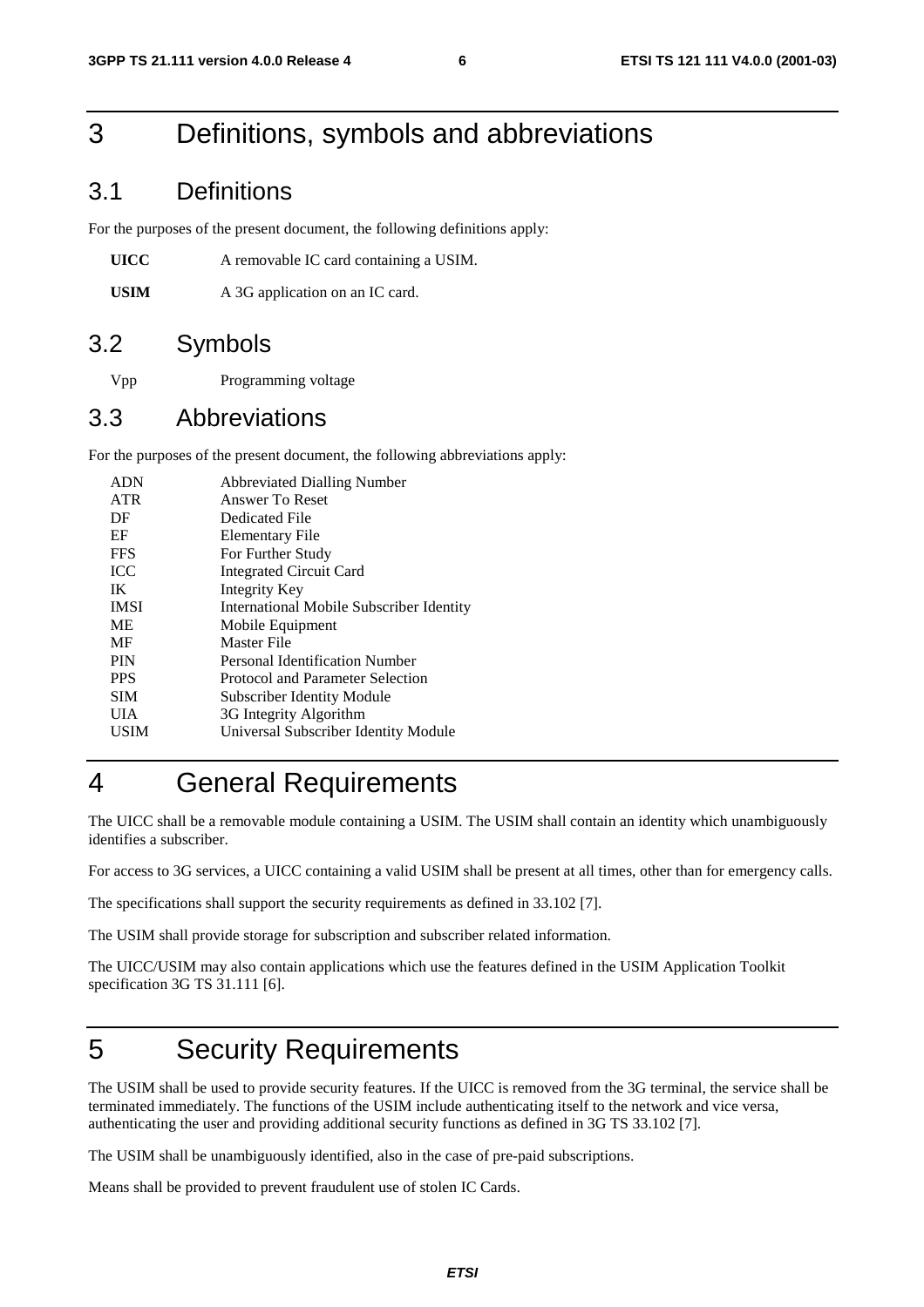# 3 Definitions, symbols and abbreviations

## 3.1 Definitions

For the purposes of the present document, the following definitions apply:

**UICC** A removable IC card containing a USIM.

**USIM** A 3G application on an IC card.

## 3.2 Symbols

Vpp Programming voltage

## 3.3 Abbreviations

For the purposes of the present document, the following abbreviations apply:

| | |
|---|---|
| ADN | Abbreviated Dialling Number |
| ATR | Answer To Reset |
| DF | Dedicated File |
| EF | Elementary File |
| FFS | For Further Study |
| ICC | Integrated Circuit Card |
| IK | Integrity Key |
| IMSI | International Mobile Subscriber Identity |
| ME | Mobile Equipment |
| MF | Master File |
| PIN | Personal Identification Number |
| PPS | Protocol and Parameter Selection |
| SIM | Subscriber Identity Module |
| UIA | 3G Integrity Algorithm |
| USIM | Universal Subscriber Identity Module |

# 4 General Requirements

The UICC shall be a removable module containing a USIM. The USIM shall contain an identity which unambiguously identifies a subscriber.

For access to 3G services, a UICC containing a valid USIM shall be present at all times, other than for emergency calls.

The specifications shall support the security requirements as defined in 33.102 [7].

The USIM shall provide storage for subscription and subscriber related information.

The UICC/USIM may also contain applications which use the features defined in the USIM Application Toolkit specification 3G TS 31.111 [6].

# 5 Security Requirements

The USIM shall be used to provide security features. If the UICC is removed from the 3G terminal, the service shall be terminated immediately. The functions of the USIM include authenticating itself to the network and vice versa, authenticating the user and providing additional security functions as defined in 3G TS 33.102 [7].

The USIM shall be unambiguously identified, also in the case of pre-paid subscriptions.

Means shall be provided to prevent fraudulent use of stolen IC Cards.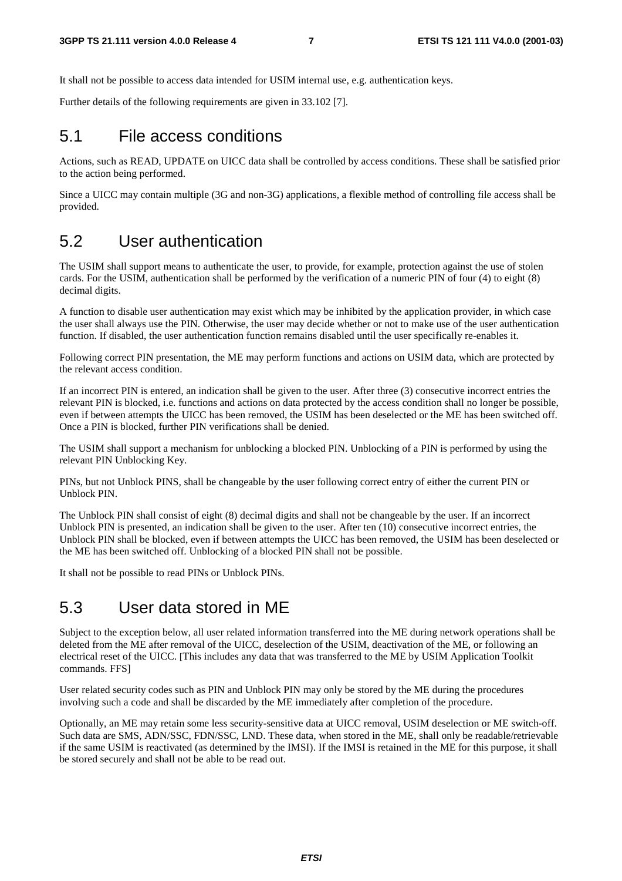It shall not be possible to access data intended for USIM internal use, e.g. authentication keys.

Further details of the following requirements are given in 33.102 [7].

## 5.1 File access conditions

Actions, such as READ, UPDATE on UICC data shall be controlled by access conditions. These shall be satisfied prior to the action being performed.

Since a UICC may contain multiple (3G and non-3G) applications, a flexible method of controlling file access shall be provided.

## 5.2 User authentication

The USIM shall support means to authenticate the user, to provide, for example, protection against the use of stolen cards. For the USIM, authentication shall be performed by the verification of a numeric PIN of four (4) to eight (8) decimal digits.

A function to disable user authentication may exist which may be inhibited by the application provider, in which case the user shall always use the PIN. Otherwise, the user may decide whether or not to make use of the user authentication function. If disabled, the user authentication function remains disabled until the user specifically re-enables it.

Following correct PIN presentation, the ME may perform functions and actions on USIM data, which are protected by the relevant access condition.

If an incorrect PIN is entered, an indication shall be given to the user. After three (3) consecutive incorrect entries the relevant PIN is blocked, i.e. functions and actions on data protected by the access condition shall no longer be possible, even if between attempts the UICC has been removed, the USIM has been deselected or the ME has been switched off. Once a PIN is blocked, further PIN verifications shall be denied.

The USIM shall support a mechanism for unblocking a blocked PIN. Unblocking of a PIN is performed by using the relevant PIN Unblocking Key.

PINs, but not Unblock PINS, shall be changeable by the user following correct entry of either the current PIN or Unblock PIN.

The Unblock PIN shall consist of eight (8) decimal digits and shall not be changeable by the user. If an incorrect Unblock PIN is presented, an indication shall be given to the user. After ten (10) consecutive incorrect entries, the Unblock PIN shall be blocked, even if between attempts the UICC has been removed, the USIM has been deselected or the ME has been switched off. Unblocking of a blocked PIN shall not be possible.

It shall not be possible to read PINs or Unblock PINs.

## 5.3 User data stored in ME

Subject to the exception below, all user related information transferred into the ME during network operations shall be deleted from the ME after removal of the UICC, deselection of the USIM, deactivation of the ME, or following an electrical reset of the UICC. [This includes any data that was transferred to the ME by USIM Application Toolkit commands. FFS]

User related security codes such as PIN and Unblock PIN may only be stored by the ME during the procedures involving such a code and shall be discarded by the ME immediately after completion of the procedure.

Optionally, an ME may retain some less security-sensitive data at UICC removal, USIM deselection or ME switch-off. Such data are SMS, ADN/SSC, FDN/SSC, LND. These data, when stored in the ME, shall only be readable/retrievable if the same USIM is reactivated (as determined by the IMSI). If the IMSI is retained in the ME for this purpose, it shall be stored securely and shall not be able to be read out.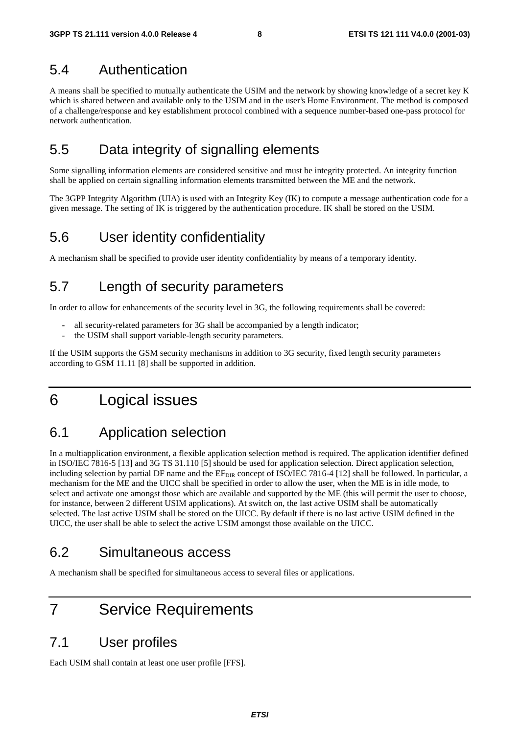## 5.4 Authentication

A means shall be specified to mutually authenticate the USIM and the network by showing knowledge of a secret key K which is shared between and available only to the USIM and in the user's Home Environment. The method is composed of a challenge/response and key establishment protocol combined with a sequence number-based one-pass protocol for network authentication.

## 5.5 Data integrity of signalling elements

Some signalling information elements are considered sensitive and must be integrity protected. An integrity function shall be applied on certain signalling information elements transmitted between the ME and the network.

The 3GPP Integrity Algorithm (UIA) is used with an Integrity Key (IK) to compute a message authentication code for a given message. The setting of IK is triggered by the authentication procedure. IK shall be stored on the USIM.

## 5.6 User identity confidentiality

A mechanism shall be specified to provide user identity confidentiality by means of a temporary identity.

## 5.7 Length of security parameters

In order to allow for enhancements of the security level in 3G, the following requirements shall be covered:

- all security-related parameters for 3G shall be accompanied by a length indicator;
- the USIM shall support variable-length security parameters.

If the USIM supports the GSM security mechanisms in addition to 3G security, fixed length security parameters according to GSM 11.11 [8] shall be supported in addition.

# 6 Logical issues

## 6.1 Application selection

In a multiapplication environment, a flexible application selection method is required. The application identifier defined in ISO/IEC 7816-5 [13] and 3G TS 31.110 [5] should be used for application selection. Direct application selection, including selection by partial DF name and the $EF_{DIR}$ concept of ISO/IEC 7816-4 [12] shall be followed. In particular, a mechanism for the ME and the UICC shall be specified in order to allow the user, when the ME is in idle mode, to select and activate one amongst those which are available and supported by the ME (this will permit the user to choose, for instance, between 2 different USIM applications). At switch on, the last active USIM shall be automatically selected. The last active USIM shall be stored on the UICC. By default if there is no last active USIM defined in the UICC, the user shall be able to select the active USIM amongst those available on the UICC.

## 6.2 Simultaneous access

A mechanism shall be specified for simultaneous access to several files or applications.

# 7 Service Requirements

## 7.1 User profiles

Each USIM shall contain at least one user profile [FFS].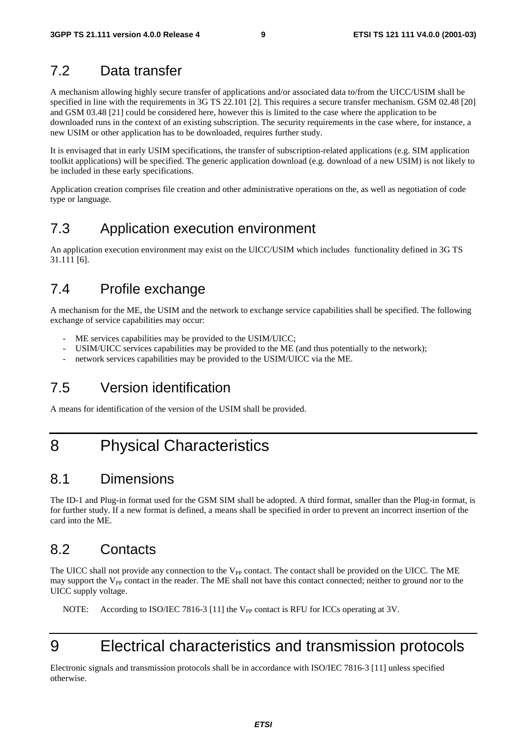## 7.2 Data transfer

A mechanism allowing highly secure transfer of applications and/or associated data to/from the UICC/USIM shall be specified in line with the requirements in 3G TS 22.101 [2]. This requires a secure transfer mechanism. GSM 02.48 [20] and GSM 03.48 [21] could be considered here, however this is limited to the case where the application to be downloaded runs in the context of an existing subscription. The security requirements in the case where, for instance, a new USIM or other application has to be downloaded, requires further study.

It is envisaged that in early USIM specifications, the transfer of subscription-related applications (e.g. SIM application toolkit applications) will be specified. The generic application download (e.g. download of a new USIM) is not likely to be included in these early specifications.

Application creation comprises file creation and other administrative operations on the, as well as negotiation of code type or language.

## 7.3 Application execution environment

An application execution environment may exist on the UICC/USIM which includes functionality defined in 3G TS 31.111 [6].

## 7.4 Profile exchange

A mechanism for the ME, the USIM and the network to exchange service capabilities shall be specified. The following exchange of service capabilities may occur:

- ME services capabilities may be provided to the USIM/UICC;
- USIM/UICC services capabilities may be provided to the ME (and thus potentially to the network);
- network services capabilities may be provided to the USIM/UICC via the ME.

## 7.5 Version identification

A means for identification of the version of the USIM shall be provided.

# 8 Physical Characteristics

## 8.1 Dimensions

The ID-1 and Plug-in format used for the GSM SIM shall be adopted. A third format, smaller than the Plug-in format, is for further study. If a new format is defined, a means shall be specified in order to prevent an incorrect insertion of the card into the ME.

## 8.2 Contacts

The UICC shall not provide any connection to the $V_{PP}$ contact. The contact shall be provided on the UICC. The ME may support the $V_{PP}$ contact in the reader. The ME shall not have this contact connected; neither to ground nor to the UICC supply voltage.

NOTE: According to ISO/IEC 7816-3 [11] the $V_{PP}$ contact is RFU for ICCs operating at 3V.

# 9 Electrical characteristics and transmission protocols

Electronic signals and transmission protocols shall be in accordance with ISO/IEC 7816-3 [11] unless specified otherwise.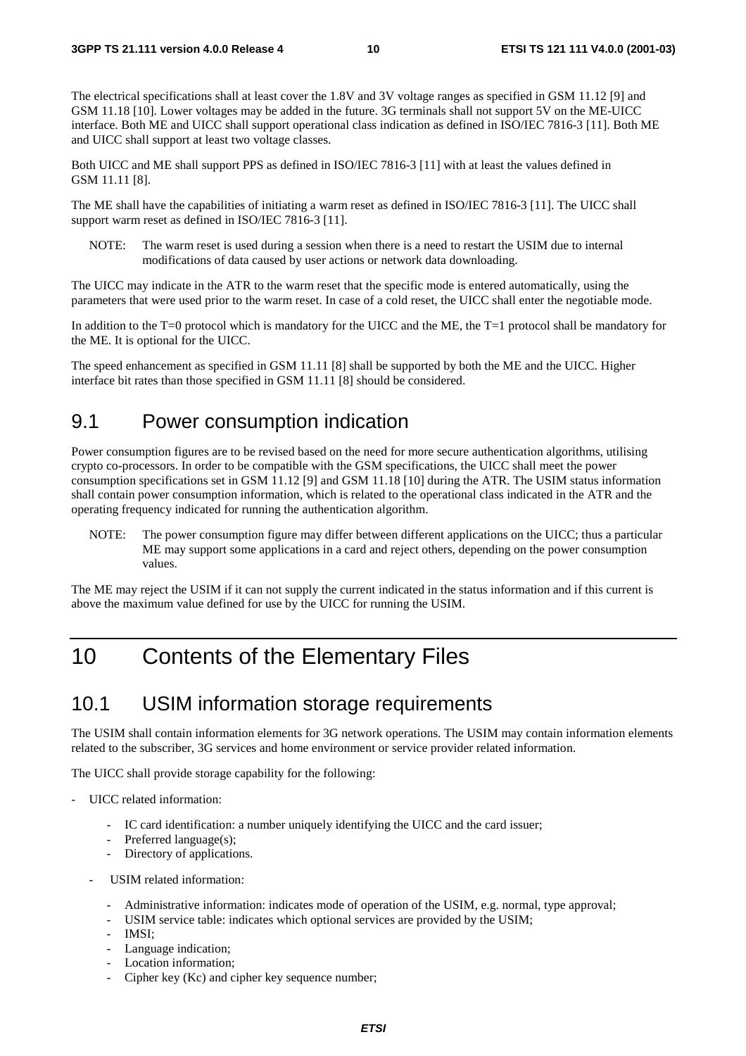The electrical specifications shall at least cover the 1.8V and 3V voltage ranges as specified in GSM 11.12 [9] and GSM 11.18 [10]. Lower voltages may be added in the future. 3G terminals shall not support 5V on the ME-UICC interface. Both ME and UICC shall support operational class indication as defined in ISO/IEC 7816-3 [11]. Both ME and UICC shall support at least two voltage classes.

Both UICC and ME shall support PPS as defined in ISO/IEC 7816-3 [11] with at least the values defined in GSM 11.11 [8].

The ME shall have the capabilities of initiating a warm reset as defined in ISO/IEC 7816-3 [11]. The UICC shall support warm reset as defined in ISO/IEC 7816-3 [11].

NOTE: The warm reset is used during a session when there is a need to restart the USIM due to internal modifications of data caused by user actions or network data downloading.

The UICC may indicate in the ATR to the warm reset that the specific mode is entered automatically, using the parameters that were used prior to the warm reset. In case of a cold reset, the UICC shall enter the negotiable mode.

In addition to the T=0 protocol which is mandatory for the UICC and the ME, the T=1 protocol shall be mandatory for the ME. It is optional for the UICC.

The speed enhancement as specified in GSM 11.11 [8] shall be supported by both the ME and the UICC. Higher interface bit rates than those specified in GSM 11.11 [8] should be considered.

## 9.1 Power consumption indication

Power consumption figures are to be revised based on the need for more secure authentication algorithms, utilising crypto co-processors. In order to be compatible with the GSM specifications, the UICC shall meet the power consumption specifications set in GSM 11.12 [9] and GSM 11.18 [10] during the ATR. The USIM status information shall contain power consumption information, which is related to the operational class indicated in the ATR and the operating frequency indicated for running the authentication algorithm.

NOTE: The power consumption figure may differ between different applications on the UICC; thus a particular ME may support some applications in a card and reject others, depending on the power consumption values.

The ME may reject the USIM if it can not supply the current indicated in the status information and if this current is above the maximum value defined for use by the UICC for running the USIM.

# 10 Contents of the Elementary Files

## 10.1 USIM information storage requirements

The USIM shall contain information elements for 3G network operations. The USIM may contain information elements related to the subscriber, 3G services and home environment or service provider related information.

The UICC shall provide storage capability for the following:

- UICC related information:
  - IC card identification: a number uniquely identifying the UICC and the card issuer;
  - Preferred language(s);
  - Directory of applications.
- USIM related information:
  - Administrative information: indicates mode of operation of the USIM, e.g. normal, type approval;
  - USIM service table: indicates which optional services are provided by the USIM;
  - IMSI;
  - Language indication;
  - Location information;
  - Cipher key (Kc) and cipher key sequence number;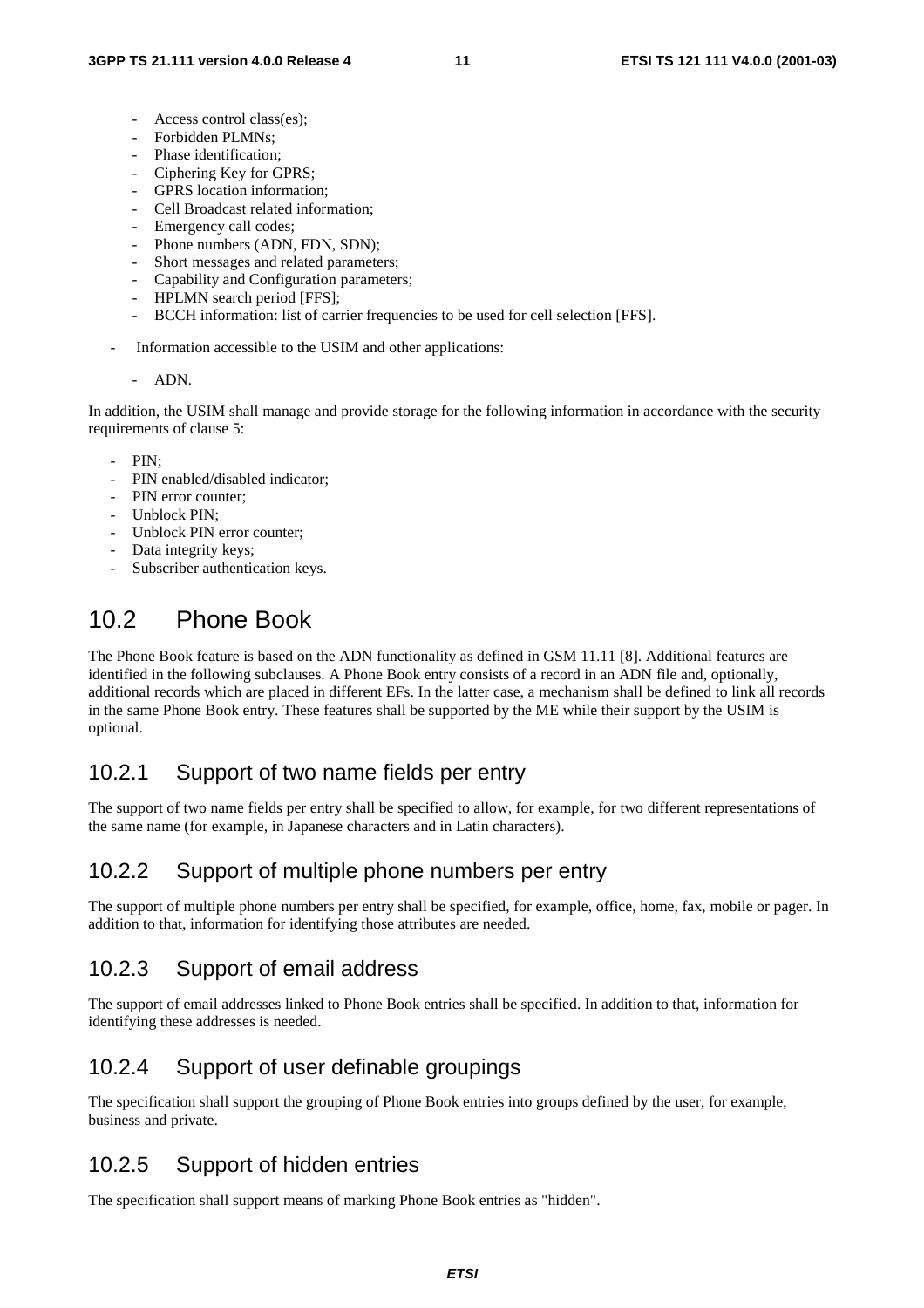- Access control class(es);
- Forbidden PLMNs;
- Phase identification;
- Ciphering Key for GPRS;
- GPRS location information;
- Cell Broadcast related information;
- Emergency call codes;
- Phone numbers (ADN, FDN, SDN);
- Short messages and related parameters;
- Capability and Configuration parameters;
- HPLMN search period [FFS];
- BCCH information: list of carrier frequencies to be used for cell selection [FFS].

- Information accessible to the USIM and other applications:

  - ADN.

In addition, the USIM shall manage and provide storage for the following information in accordance with the security requirements of clause 5:

- PIN;
- PIN enabled/disabled indicator;
- PIN error counter;
- Unblock PIN;
- Unblock PIN error counter;
- Data integrity keys;
- Subscriber authentication keys.

## 10.2 Phone Book

The Phone Book feature is based on the ADN functionality as defined in GSM 11.11 [8]. Additional features are identified in the following subclauses. A Phone Book entry consists of a record in an ADN file and, optionally, additional records which are placed in different EFs. In the latter case, a mechanism shall be defined to link all records in the same Phone Book entry. These features shall be supported by the ME while their support by the USIM is optional.

### 10.2.1 Support of two name fields per entry

The support of two name fields per entry shall be specified to allow, for example, for two different representations of the same name (for example, in Japanese characters and in Latin characters).

### 10.2.2 Support of multiple phone numbers per entry

The support of multiple phone numbers per entry shall be specified, for example, office, home, fax, mobile or pager. In addition to that, information for identifying those attributes are needed.

### 10.2.3 Support of email address

The support of email addresses linked to Phone Book entries shall be specified. In addition to that, information for identifying these addresses is needed.

### 10.2.4 Support of user definable groupings

The specification shall support the grouping of Phone Book entries into groups defined by the user, for example, business and private.

### 10.2.5 Support of hidden entries

The specification shall support means of marking Phone Book entries as "hidden".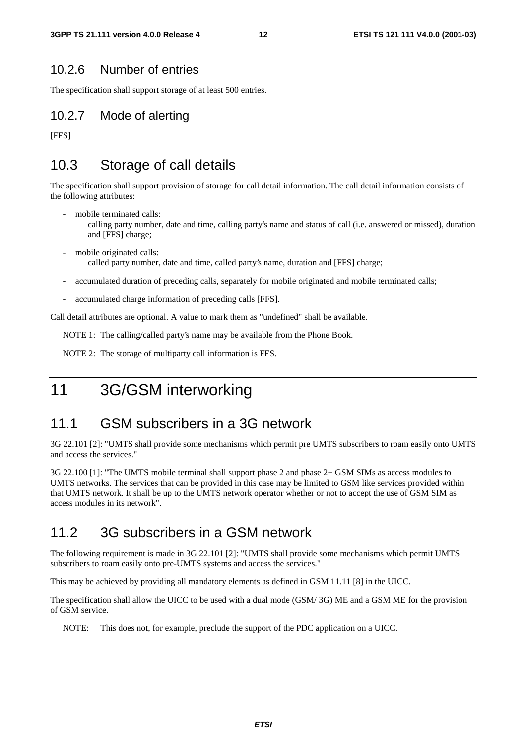### 10.2.6 Number of entries

The specification shall support storage of at least 500 entries.

### 10.2.7 Mode of alerting

[FFS]

## 10.3 Storage of call details

The specification shall support provision of storage for call detail information. The call detail information consists of the following attributes:

- mobile terminated calls:
  calling party number, date and time, calling party's name and status of call (i.e. answered or missed), duration and [FFS] charge;

- mobile originated calls:
  called party number, date and time, called party's name, duration and [FFS] charge;

- accumulated duration of preceding calls, separately for mobile originated and mobile terminated calls;

- accumulated charge information of preceding calls [FFS].

Call detail attributes are optional. A value to mark them as "undefined" shall be available.

NOTE 1: The calling/called party's name may be available from the Phone Book.

NOTE 2: The storage of multiparty call information is FFS.

# 11 3G/GSM interworking

## 11.1 GSM subscribers in a 3G network

3G 22.101 [2]: "UMTS shall provide some mechanisms which permit pre UMTS subscribers to roam easily onto UMTS and access the services."

3G 22.100 [1]: "The UMTS mobile terminal shall support phase 2 and phase 2+ GSM SIMs as access modules to UMTS networks. The services that can be provided in this case may be limited to GSM like services provided within that UMTS network. It shall be up to the UMTS network operator whether or not to accept the use of GSM SIM as access modules in its network".

## 11.2 3G subscribers in a GSM network

The following requirement is made in 3G 22.101 [2]: "UMTS shall provide some mechanisms which permit UMTS subscribers to roam easily onto pre-UMTS systems and access the services."

This may be achieved by providing all mandatory elements as defined in GSM 11.11 [8] in the UICC.

The specification shall allow the UICC to be used with a dual mode (GSM/ 3G) ME and a GSM ME for the provision of GSM service.

NOTE: This does not, for example, preclude the support of the PDC application on a UICC.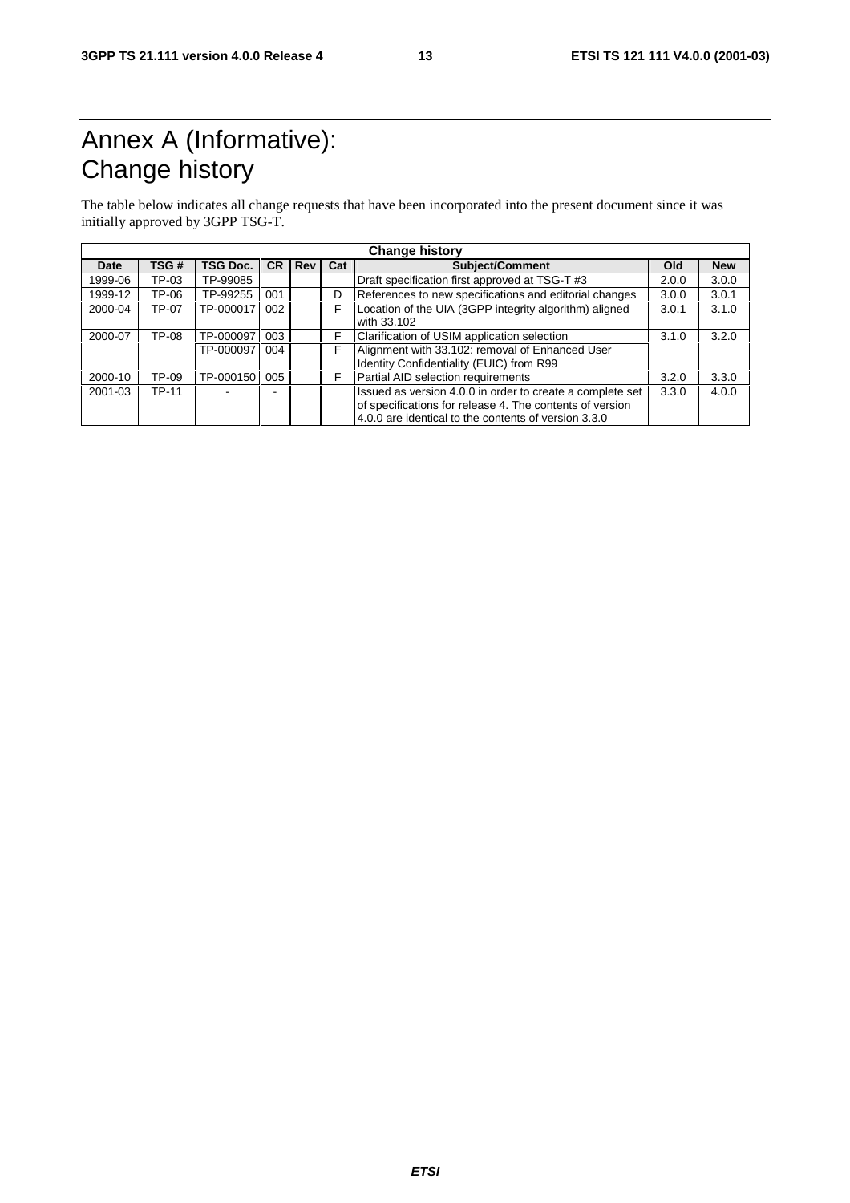# Annex A (Informative): Change history

The table below indicates all change requests that have been incorporated into the present document since it was initially approved by 3GPP TSG-T.

| Change history | | | | | | | | |
|---|---|---|---|---|---|---|---|---|
| **Date** | **TSG #** | **TSG Doc.** | **CR** | **Rev** | **Cat** | **Subject/Comment** | **Old** | **New** |
| 1999-06 | TP-03 | TP-99085 | | | | Draft specification first approved at TSG-T #3 | 2.0.0 | 3.0.0 |
| 1999-12 | TP-06 | TP-99255 | 001 | | D | References to new specifications and editorial changes | 3.0.0 | 3.0.1 |
| 2000-04 | TP-07 | TP-000017 | 002 | | F | Location of the UIA (3GPP integrity algorithm) aligned with 33.102 | 3.0.1 | 3.1.0 |
| 2000-07 | TP-08 | TP-000097 | 003 | | F | Clarification of USIM application selection | 3.1.0 | 3.2.0 |
| | | TP-000097 | 004 | | F | Alignment with 33.102: removal of Enhanced User Identity Confidentiality (EUIC) from R99 | | |
| 2000-10 | TP-09 | TP-000150 | 005 | | F | Partial AID selection requirements | 3.2.0 | 3.3.0 |
| 2001-03 | TP-11 | - | - | | | Issued as version 4.0.0 in order to create a complete set of specifications for release 4. The contents of version 4.0.0 are identical to the contents of version 3.3.0 | 3.3.0 | 4.0.0 |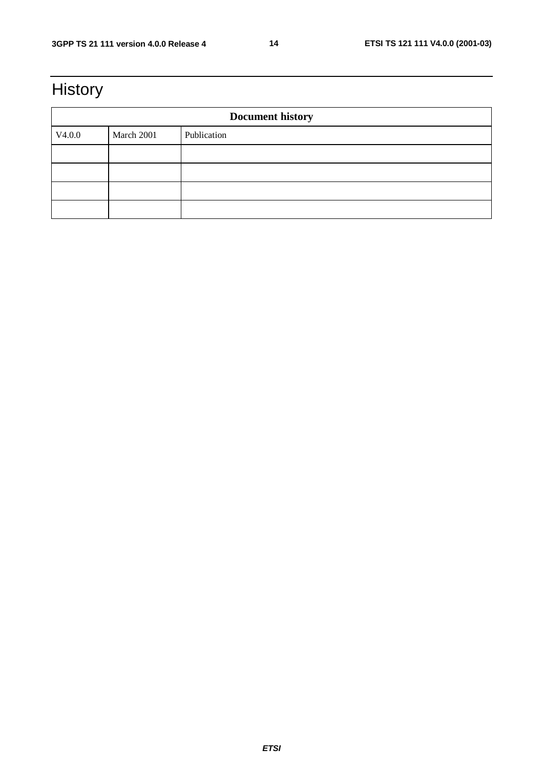# History

| Document history | | |
|---|---|---|
| V4.0.0 | March 2001 | Publication |
| | | |
| | | |
| | | |
| | | |